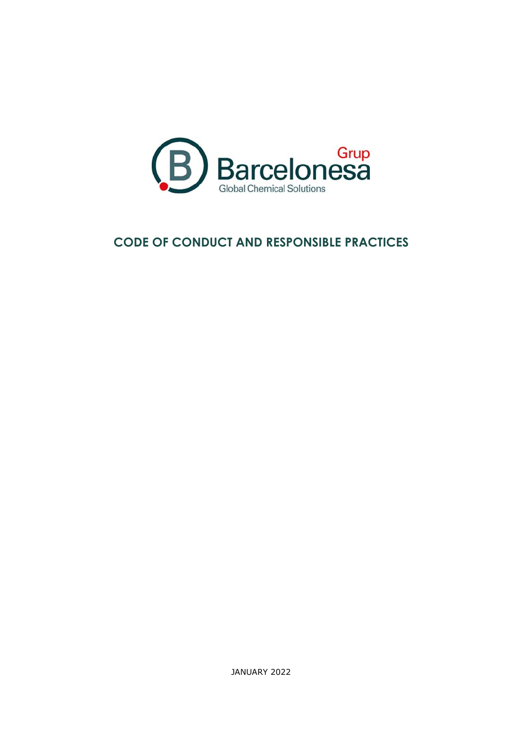Grup Barcelonesa

Global Chemical Solutions

# CODE OF CONDUCT AND RESPONSIBLE PRACTICES

JANUARY 2022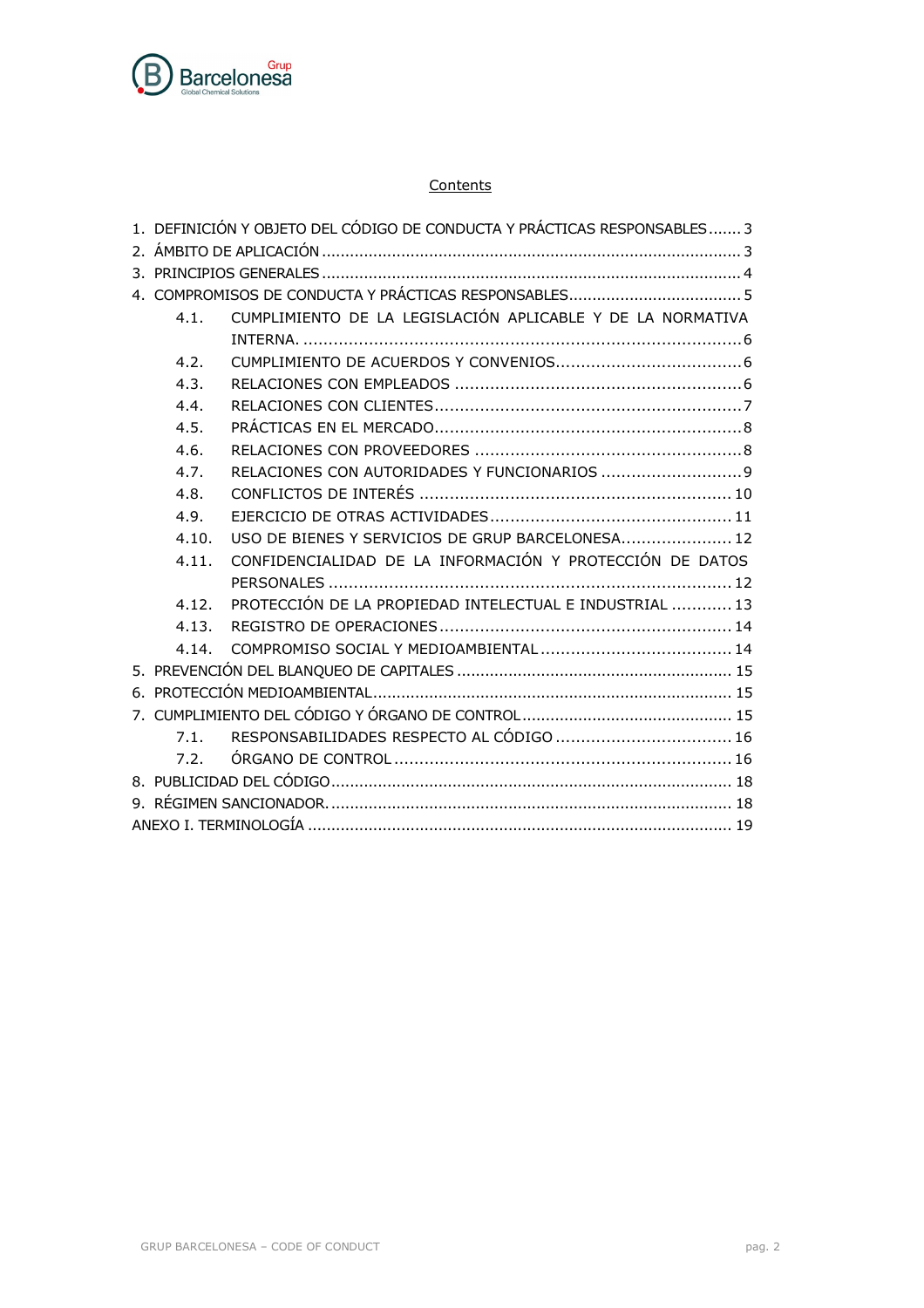## Contents

1. DEFINICIÓN Y OBJETO DEL CÓDIGO DE CONDUCTA Y PRÁCTICAS RESPONSABLES ....... 3
2. ÁMBITO DE APLICACIÓN ........ 3
3. PRINCIPIOS GENERALES ........ 4
4. COMPROMISOS DE CONDUCTA Y PRÁCTICAS RESPONSABLES ........ 5
   - 4.1. CUMPLIMIENTO DE LA LEGISLACIÓN APLICABLE Y DE LA NORMATIVA INTERNA. ........ 6
   - 4.2. CUMPLIMIENTO DE ACUERDOS Y CONVENIOS ........ 6
   - 4.3. RELACIONES CON EMPLEADOS ........ 6
   - 4.4. RELACIONES CON CLIENTES ........ 7
   - 4.5. PRÁCTICAS EN EL MERCADO ........ 8
   - 4.6. RELACIONES CON PROVEEDORES ........ 8
   - 4.7. RELACIONES CON AUTORIDADES Y FUNCIONARIOS ........ 9
   - 4.8. CONFLICTOS DE INTERÉS ........ 10
   - 4.9. EJERCICIO DE OTRAS ACTIVIDADES ........ 11
   - 4.10. USO DE BIENES Y SERVICIOS DE GRUP BARCELONESA ........ 12
   - 4.11. CONFIDENCIALIDAD DE LA INFORMACIÓN Y PROTECCIÓN DE DATOS PERSONALES ........ 12
   - 4.12. PROTECCIÓN DE LA PROPIEDAD INTELECTUAL E INDUSTRIAL ........ 13
   - 4.13. REGISTRO DE OPERACIONES ........ 14
   - 4.14. COMPROMISO SOCIAL Y MEDIOAMBIENTAL ........ 14
5. PREVENCIÓN DEL BLANQUEO DE CAPITALES ........ 15
6. PROTECCIÓN MEDIOAMBIENTAL ........ 15
7. CUMPLIMIENTO DEL CÓDIGO Y ÓRGANO DE CONTROL ........ 15
   - 7.1. RESPONSABILIDADES RESPECTO AL CÓDIGO ........ 16
   - 7.2. ÓRGANO DE CONTROL ........ 16
8. PUBLICIDAD DEL CÓDIGO ........ 18
9. RÉGIMEN SANCIONADOR. ........ 18

ANEXO I. TERMINOLOGÍA ........ 19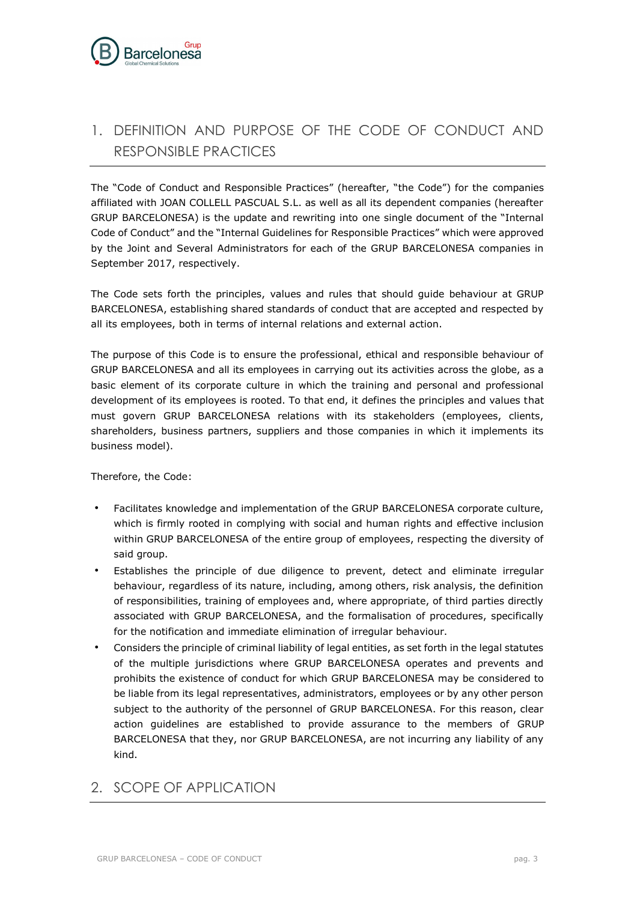# 1. DEFINITION AND PURPOSE OF THE CODE OF CONDUCT AND RESPONSIBLE PRACTICES

The "Code of Conduct and Responsible Practices" (hereafter, "the Code") for the companies affiliated with JOAN COLLELL PASCUAL S.L. as well as all its dependent companies (hereafter GRUP BARCELONESA) is the update and rewriting into one single document of the "Internal Code of Conduct" and the "Internal Guidelines for Responsible Practices" which were approved by the Joint and Several Administrators for each of the GRUP BARCELONESA companies in September 2017, respectively.

The Code sets forth the principles, values and rules that should guide behaviour at GRUP BARCELONESA, establishing shared standards of conduct that are accepted and respected by all its employees, both in terms of internal relations and external action.

The purpose of this Code is to ensure the professional, ethical and responsible behaviour of GRUP BARCELONESA and all its employees in carrying out its activities across the globe, as a basic element of its corporate culture in which the training and personal and professional development of its employees is rooted. To that end, it defines the principles and values that must govern GRUP BARCELONESA relations with its stakeholders (employees, clients, shareholders, business partners, suppliers and those companies in which it implements its business model).

Therefore, the Code:

- Facilitates knowledge and implementation of the GRUP BARCELONESA corporate culture, which is firmly rooted in complying with social and human rights and effective inclusion within GRUP BARCELONESA of the entire group of employees, respecting the diversity of said group.
- Establishes the principle of due diligence to prevent, detect and eliminate irregular behaviour, regardless of its nature, including, among others, risk analysis, the definition of responsibilities, training of employees and, where appropriate, of third parties directly associated with GRUP BARCELONESA, and the formalisation of procedures, specifically for the notification and immediate elimination of irregular behaviour.
- Considers the principle of criminal liability of legal entities, as set forth in the legal statutes of the multiple jurisdictions where GRUP BARCELONESA operates and prevents and prohibits the existence of conduct for which GRUP BARCELONESA may be considered to be liable from its legal representatives, administrators, employees or by any other person subject to the authority of the personnel of GRUP BARCELONESA. For this reason, clear action guidelines are established to provide assurance to the members of GRUP BARCELONESA that they, nor GRUP BARCELONESA, are not incurring any liability of any kind.

# 2. SCOPE OF APPLICATION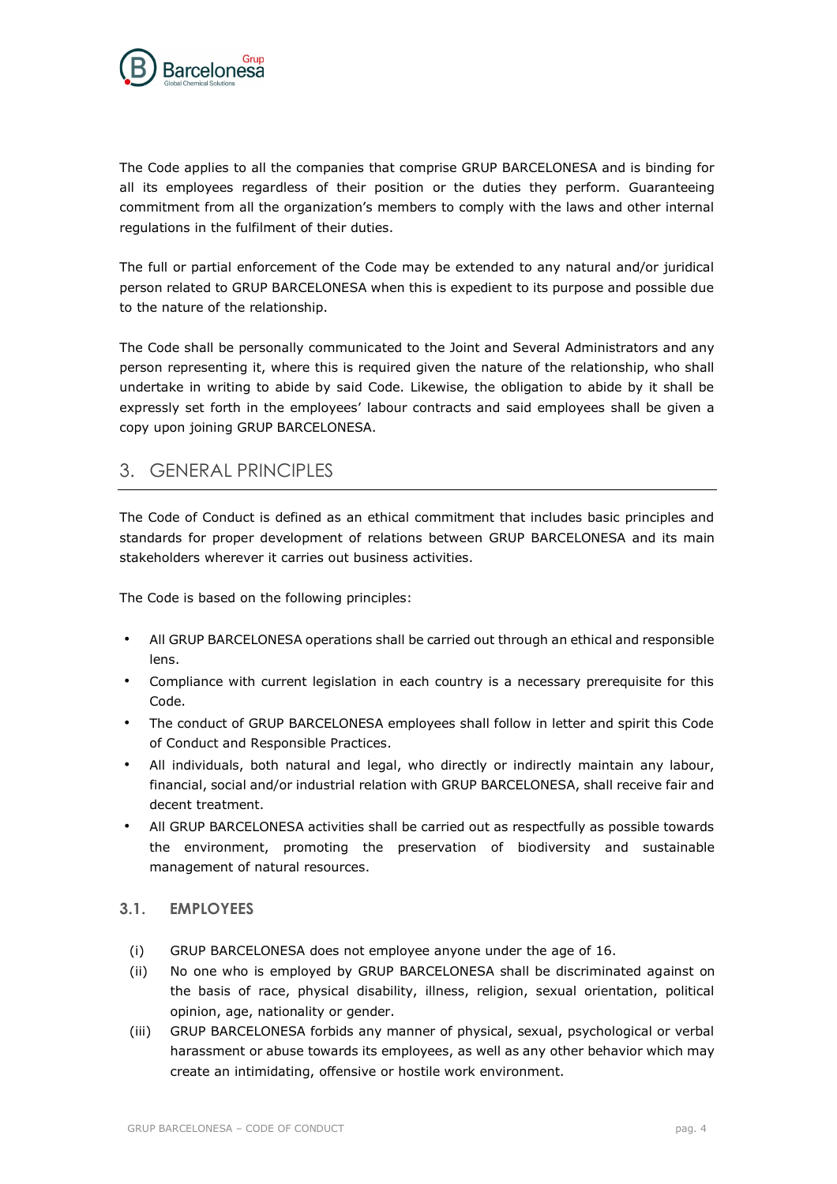The Code applies to all the companies that comprise GRUP BARCELONESA and is binding for all its employees regardless of their position or the duties they perform. Guaranteeing commitment from all the organization's members to comply with the laws and other internal regulations in the fulfilment of their duties.

The full or partial enforcement of the Code may be extended to any natural and/or juridical person related to GRUP BARCELONESA when this is expedient to its purpose and possible due to the nature of the relationship.

The Code shall be personally communicated to the Joint and Several Administrators and any person representing it, where this is required given the nature of the relationship, who shall undertake in writing to abide by said Code. Likewise, the obligation to abide by it shall be expressly set forth in the employees' labour contracts and said employees shall be given a copy upon joining GRUP BARCELONESA.

## 3. GENERAL PRINCIPLES

The Code of Conduct is defined as an ethical commitment that includes basic principles and standards for proper development of relations between GRUP BARCELONESA and its main stakeholders wherever it carries out business activities.

The Code is based on the following principles:

- All GRUP BARCELONESA operations shall be carried out through an ethical and responsible lens.
- Compliance with current legislation in each country is a necessary prerequisite for this Code.
- The conduct of GRUP BARCELONESA employees shall follow in letter and spirit this Code of Conduct and Responsible Practices.
- All individuals, both natural and legal, who directly or indirectly maintain any labour, financial, social and/or industrial relation with GRUP BARCELONESA, shall receive fair and decent treatment.
- All GRUP BARCELONESA activities shall be carried out as respectfully as possible towards the environment, promoting the preservation of biodiversity and sustainable management of natural resources.

### 3.1. EMPLOYEES

(i) GRUP BARCELONESA does not employee anyone under the age of 16.

(ii) No one who is employed by GRUP BARCELONESA shall be discriminated against on the basis of race, physical disability, illness, religion, sexual orientation, political opinion, age, nationality or gender.

(iii) GRUP BARCELONESA forbids any manner of physical, sexual, psychological or verbal harassment or abuse towards its employees, as well as any other behavior which may create an intimidating, offensive or hostile work environment.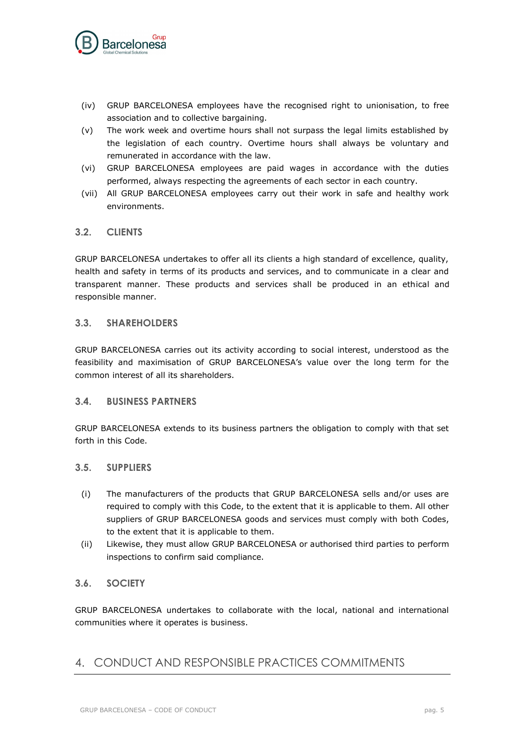(iv) GRUP BARCELONESA employees have the recognised right to unionisation, to free association and to collective bargaining.

(v) The work week and overtime hours shall not surpass the legal limits established by the legislation of each country. Overtime hours shall always be voluntary and remunerated in accordance with the law.

(vi) GRUP BARCELONESA employees are paid wages in accordance with the duties performed, always respecting the agreements of each sector in each country.

(vii) All GRUP BARCELONESA employees carry out their work in safe and healthy work environments.

### 3.2. CLIENTS

GRUP BARCELONESA undertakes to offer all its clients a high standard of excellence, quality, health and safety in terms of its products and services, and to communicate in a clear and transparent manner. These products and services shall be produced in an ethical and responsible manner.

### 3.3. SHAREHOLDERS

GRUP BARCELONESA carries out its activity according to social interest, understood as the feasibility and maximisation of GRUP BARCELONESA's value over the long term for the common interest of all its shareholders.

### 3.4. BUSINESS PARTNERS

GRUP BARCELONESA extends to its business partners the obligation to comply with that set forth in this Code.

### 3.5. SUPPLIERS

(i) The manufacturers of the products that GRUP BARCELONESA sells and/or uses are required to comply with this Code, to the extent that it is applicable to them. All other suppliers of GRUP BARCELONESA goods and services must comply with both Codes, to the extent that it is applicable to them.

(ii) Likewise, they must allow GRUP BARCELONESA or authorised third parties to perform inspections to confirm said compliance.

### 3.6. SOCIETY

GRUP BARCELONESA undertakes to collaborate with the local, national and international communities where it operates is business.

## 4. CONDUCT AND RESPONSIBLE PRACTICES COMMITMENTS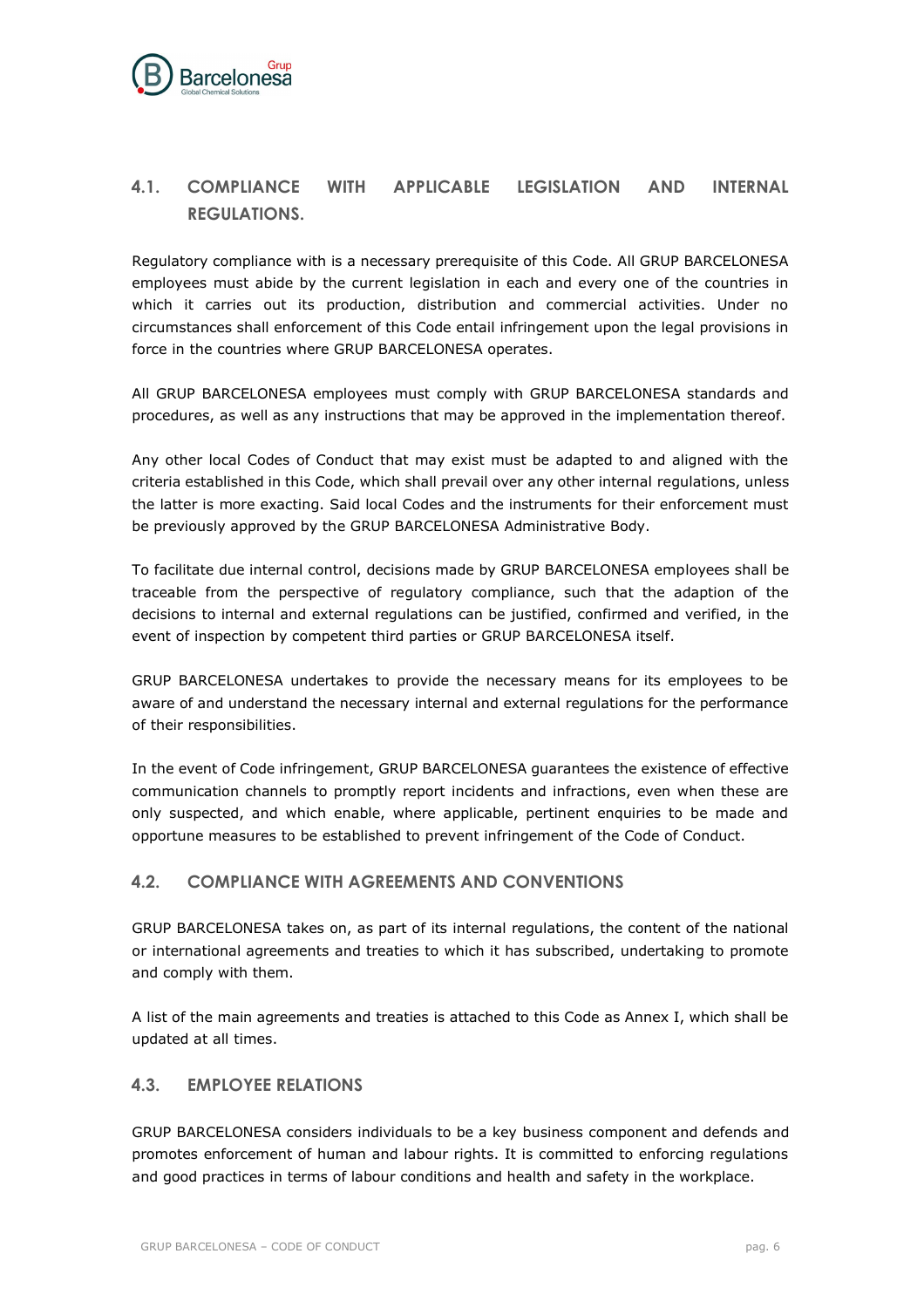## 4.1. COMPLIANCE WITH APPLICABLE LEGISLATION AND INTERNAL REGULATIONS.

Regulatory compliance with is a necessary prerequisite of this Code. All GRUP BARCELONESA employees must abide by the current legislation in each and every one of the countries in which it carries out its production, distribution and commercial activities. Under no circumstances shall enforcement of this Code entail infringement upon the legal provisions in force in the countries where GRUP BARCELONESA operates.

All GRUP BARCELONESA employees must comply with GRUP BARCELONESA standards and procedures, as well as any instructions that may be approved in the implementation thereof.

Any other local Codes of Conduct that may exist must be adapted to and aligned with the criteria established in this Code, which shall prevail over any other internal regulations, unless the latter is more exacting. Said local Codes and the instruments for their enforcement must be previously approved by the GRUP BARCELONESA Administrative Body.

To facilitate due internal control, decisions made by GRUP BARCELONESA employees shall be traceable from the perspective of regulatory compliance, such that the adaption of the decisions to internal and external regulations can be justified, confirmed and verified, in the event of inspection by competent third parties or GRUP BARCELONESA itself.

GRUP BARCELONESA undertakes to provide the necessary means for its employees to be aware of and understand the necessary internal and external regulations for the performance of their responsibilities.

In the event of Code infringement, GRUP BARCELONESA guarantees the existence of effective communication channels to promptly report incidents and infractions, even when these are only suspected, and which enable, where applicable, pertinent enquiries to be made and opportune measures to be established to prevent infringement of the Code of Conduct.

## 4.2. COMPLIANCE WITH AGREEMENTS AND CONVENTIONS

GRUP BARCELONESA takes on, as part of its internal regulations, the content of the national or international agreements and treaties to which it has subscribed, undertaking to promote and comply with them.

A list of the main agreements and treaties is attached to this Code as Annex I, which shall be updated at all times.

## 4.3. EMPLOYEE RELATIONS

GRUP BARCELONESA considers individuals to be a key business component and defends and promotes enforcement of human and labour rights. It is committed to enforcing regulations and good practices in terms of labour conditions and health and safety in the workplace.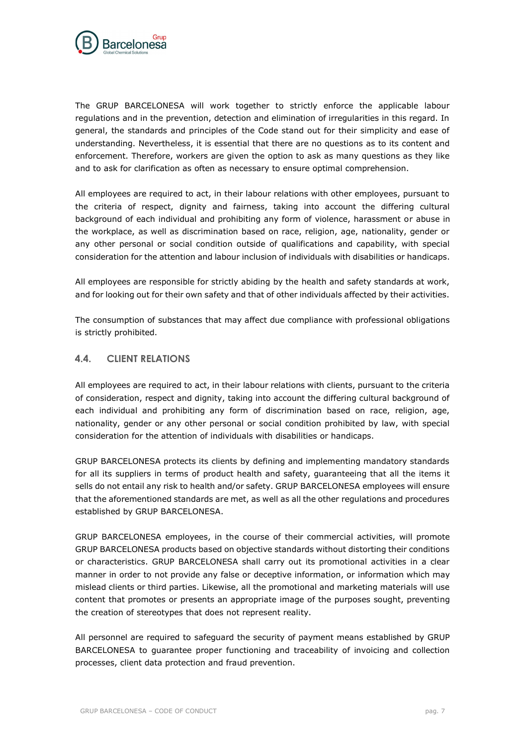The GRUP BARCELONESA will work together to strictly enforce the applicable labour regulations and in the prevention, detection and elimination of irregularities in this regard. In general, the standards and principles of the Code stand out for their simplicity and ease of understanding. Nevertheless, it is essential that there are no questions as to its content and enforcement. Therefore, workers are given the option to ask as many questions as they like and to ask for clarification as often as necessary to ensure optimal comprehension.

All employees are required to act, in their labour relations with other employees, pursuant to the criteria of respect, dignity and fairness, taking into account the differing cultural background of each individual and prohibiting any form of violence, harassment or abuse in the workplace, as well as discrimination based on race, religion, age, nationality, gender or any other personal or social condition outside of qualifications and capability, with special consideration for the attention and labour inclusion of individuals with disabilities or handicaps.

All employees are responsible for strictly abiding by the health and safety standards at work, and for looking out for their own safety and that of other individuals affected by their activities.

The consumption of substances that may affect due compliance with professional obligations is strictly prohibited.

## 4.4. CLIENT RELATIONS

All employees are required to act, in their labour relations with clients, pursuant to the criteria of consideration, respect and dignity, taking into account the differing cultural background of each individual and prohibiting any form of discrimination based on race, religion, age, nationality, gender or any other personal or social condition prohibited by law, with special consideration for the attention of individuals with disabilities or handicaps.

GRUP BARCELONESA protects its clients by defining and implementing mandatory standards for all its suppliers in terms of product health and safety, guaranteeing that all the items it sells do not entail any risk to health and/or safety. GRUP BARCELONESA employees will ensure that the aforementioned standards are met, as well as all the other regulations and procedures established by GRUP BARCELONESA.

GRUP BARCELONESA employees, in the course of their commercial activities, will promote GRUP BARCELONESA products based on objective standards without distorting their conditions or characteristics. GRUP BARCELONESA shall carry out its promotional activities in a clear manner in order to not provide any false or deceptive information, or information which may mislead clients or third parties. Likewise, all the promotional and marketing materials will use content that promotes or presents an appropriate image of the purposes sought, preventing the creation of stereotypes that does not represent reality.

All personnel are required to safeguard the security of payment means established by GRUP BARCELONESA to guarantee proper functioning and traceability of invoicing and collection processes, client data protection and fraud prevention.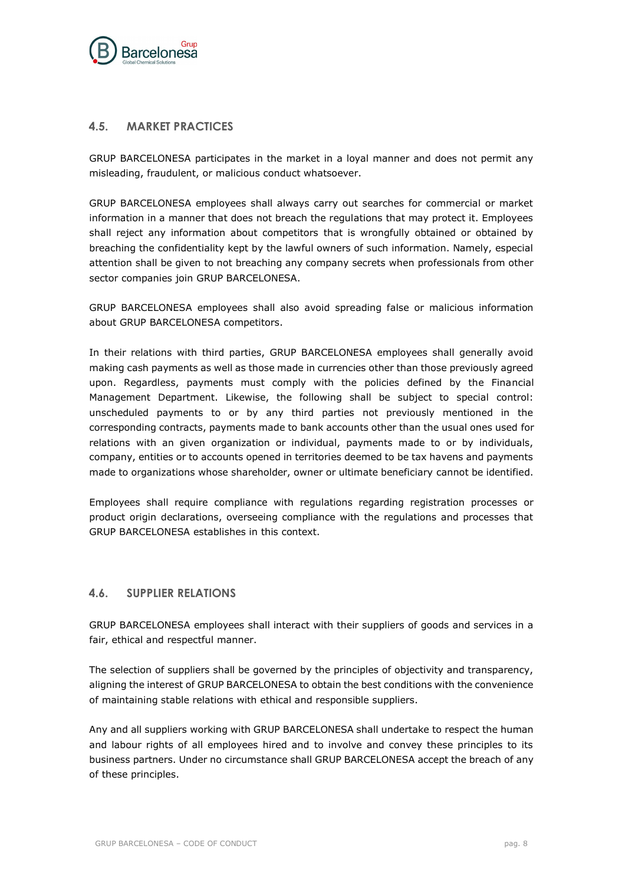## 4.5. MARKET PRACTICES

GRUP BARCELONESA participates in the market in a loyal manner and does not permit any misleading, fraudulent, or malicious conduct whatsoever.

GRUP BARCELONESA employees shall always carry out searches for commercial or market information in a manner that does not breach the regulations that may protect it. Employees shall reject any information about competitors that is wrongfully obtained or obtained by breaching the confidentiality kept by the lawful owners of such information. Namely, especial attention shall be given to not breaching any company secrets when professionals from other sector companies join GRUP BARCELONESA.

GRUP BARCELONESA employees shall also avoid spreading false or malicious information about GRUP BARCELONESA competitors.

In their relations with third parties, GRUP BARCELONESA employees shall generally avoid making cash payments as well as those made in currencies other than those previously agreed upon. Regardless, payments must comply with the policies defined by the Financial Management Department. Likewise, the following shall be subject to special control: unscheduled payments to or by any third parties not previously mentioned in the corresponding contracts, payments made to bank accounts other than the usual ones used for relations with an given organization or individual, payments made to or by individuals, company, entities or to accounts opened in territories deemed to be tax havens and payments made to organizations whose shareholder, owner or ultimate beneficiary cannot be identified.

Employees shall require compliance with regulations regarding registration processes or product origin declarations, overseeing compliance with the regulations and processes that GRUP BARCELONESA establishes in this context.

## 4.6. SUPPLIER RELATIONS

GRUP BARCELONESA employees shall interact with their suppliers of goods and services in a fair, ethical and respectful manner.

The selection of suppliers shall be governed by the principles of objectivity and transparency, aligning the interest of GRUP BARCELONESA to obtain the best conditions with the convenience of maintaining stable relations with ethical and responsible suppliers.

Any and all suppliers working with GRUP BARCELONESA shall undertake to respect the human and labour rights of all employees hired and to involve and convey these principles to its business partners. Under no circumstance shall GRUP BARCELONESA accept the breach of any of these principles.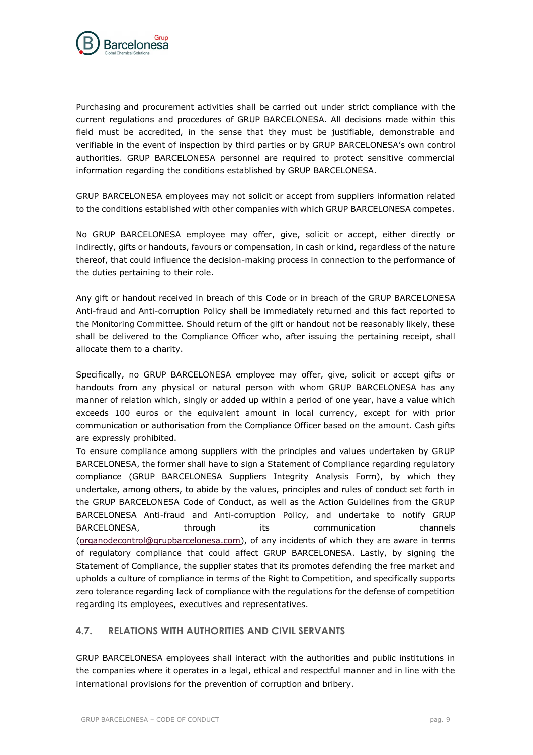Purchasing and procurement activities shall be carried out under strict compliance with the current regulations and procedures of GRUP BARCELONESA. All decisions made within this field must be accredited, in the sense that they must be justifiable, demonstrable and verifiable in the event of inspection by third parties or by GRUP BARCELONESA's own control authorities. GRUP BARCELONESA personnel are required to protect sensitive commercial information regarding the conditions established by GRUP BARCELONESA.

GRUP BARCELONESA employees may not solicit or accept from suppliers information related to the conditions established with other companies with which GRUP BARCELONESA competes.

No GRUP BARCELONESA employee may offer, give, solicit or accept, either directly or indirectly, gifts or handouts, favours or compensation, in cash or kind, regardless of the nature thereof, that could influence the decision-making process in connection to the performance of the duties pertaining to their role.

Any gift or handout received in breach of this Code or in breach of the GRUP BARCELONESA Anti-fraud and Anti-corruption Policy shall be immediately returned and this fact reported to the Monitoring Committee. Should return of the gift or handout not be reasonably likely, these shall be delivered to the Compliance Officer who, after issuing the pertaining receipt, shall allocate them to a charity.

Specifically, no GRUP BARCELONESA employee may offer, give, solicit or accept gifts or handouts from any physical or natural person with whom GRUP BARCELONESA has any manner of relation which, singly or added up within a period of one year, have a value which exceeds 100 euros or the equivalent amount in local currency, except for with prior communication or authorisation from the Compliance Officer based on the amount. Cash gifts are expressly prohibited.

To ensure compliance among suppliers with the principles and values undertaken by GRUP BARCELONESA, the former shall have to sign a Statement of Compliance regarding regulatory compliance (GRUP BARCELONESA Suppliers Integrity Analysis Form), by which they undertake, among others, to abide by the values, principles and rules of conduct set forth in the GRUP BARCELONESA Code of Conduct, as well as the Action Guidelines from the GRUP BARCELONESA Anti-fraud and Anti-corruption Policy, and undertake to notify GRUP BARCELONESA, through its communication channels (organodecontrol@grupbarcelonesa.com), of any incidents of which they are aware in terms of regulatory compliance that could affect GRUP BARCELONESA. Lastly, by signing the Statement of Compliance, the supplier states that its promotes defending the free market and upholds a culture of compliance in terms of the Right to Competition, and specifically supports zero tolerance regarding lack of compliance with the regulations for the defense of competition regarding its employees, executives and representatives.

## 4.7. RELATIONS WITH AUTHORITIES AND CIVIL SERVANTS

GRUP BARCELONESA employees shall interact with the authorities and public institutions in the companies where it operates in a legal, ethical and respectful manner and in line with the international provisions for the prevention of corruption and bribery.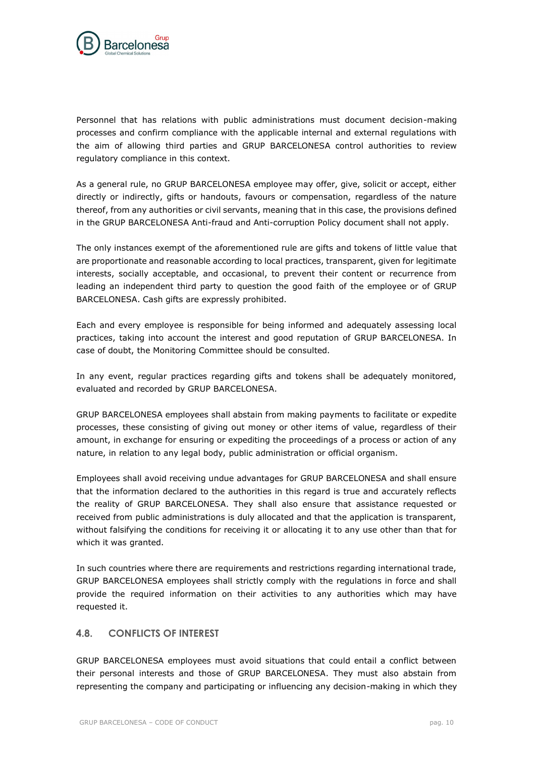Personnel that has relations with public administrations must document decision-making processes and confirm compliance with the applicable internal and external regulations with the aim of allowing third parties and GRUP BARCELONESA control authorities to review regulatory compliance in this context.

As a general rule, no GRUP BARCELONESA employee may offer, give, solicit or accept, either directly or indirectly, gifts or handouts, favours or compensation, regardless of the nature thereof, from any authorities or civil servants, meaning that in this case, the provisions defined in the GRUP BARCELONESA Anti-fraud and Anti-corruption Policy document shall not apply.

The only instances exempt of the aforementioned rule are gifts and tokens of little value that are proportionate and reasonable according to local practices, transparent, given for legitimate interests, socially acceptable, and occasional, to prevent their content or recurrence from leading an independent third party to question the good faith of the employee or of GRUP BARCELONESA. Cash gifts are expressly prohibited.

Each and every employee is responsible for being informed and adequately assessing local practices, taking into account the interest and good reputation of GRUP BARCELONESA. In case of doubt, the Monitoring Committee should be consulted.

In any event, regular practices regarding gifts and tokens shall be adequately monitored, evaluated and recorded by GRUP BARCELONESA.

GRUP BARCELONESA employees shall abstain from making payments to facilitate or expedite processes, these consisting of giving out money or other items of value, regardless of their amount, in exchange for ensuring or expediting the proceedings of a process or action of any nature, in relation to any legal body, public administration or official organism.

Employees shall avoid receiving undue advantages for GRUP BARCELONESA and shall ensure that the information declared to the authorities in this regard is true and accurately reflects the reality of GRUP BARCELONESA. They shall also ensure that assistance requested or received from public administrations is duly allocated and that the application is transparent, without falsifying the conditions for receiving it or allocating it to any use other than that for which it was granted.

In such countries where there are requirements and restrictions regarding international trade, GRUP BARCELONESA employees shall strictly comply with the regulations in force and shall provide the required information on their activities to any authorities which may have requested it.

## 4.8. CONFLICTS OF INTEREST

GRUP BARCELONESA employees must avoid situations that could entail a conflict between their personal interests and those of GRUP BARCELONESA. They must also abstain from representing the company and participating or influencing any decision-making in which they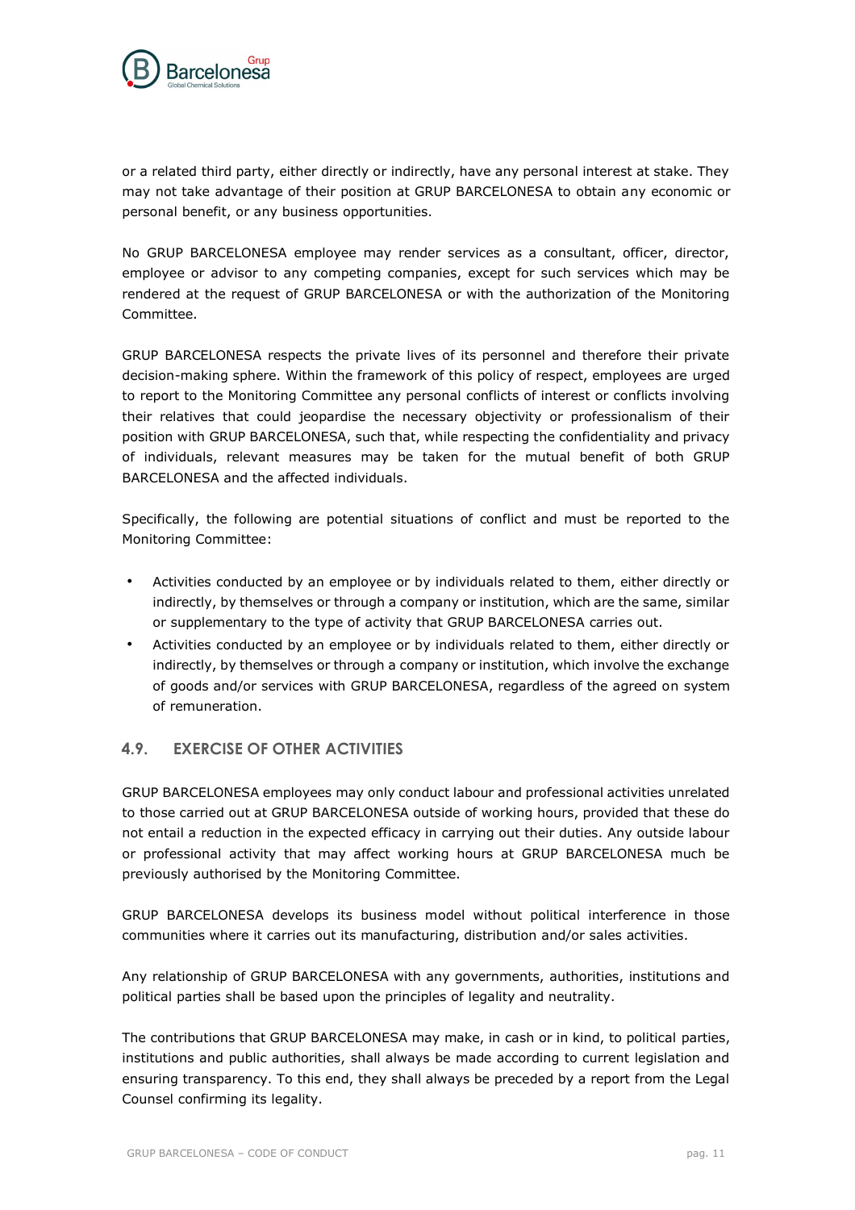or a related third party, either directly or indirectly, have any personal interest at stake. They may not take advantage of their position at GRUP BARCELONESA to obtain any economic or personal benefit, or any business opportunities.

No GRUP BARCELONESA employee may render services as a consultant, officer, director, employee or advisor to any competing companies, except for such services which may be rendered at the request of GRUP BARCELONESA or with the authorization of the Monitoring Committee.

GRUP BARCELONESA respects the private lives of its personnel and therefore their private decision-making sphere. Within the framework of this policy of respect, employees are urged to report to the Monitoring Committee any personal conflicts of interest or conflicts involving their relatives that could jeopardise the necessary objectivity or professionalism of their position with GRUP BARCELONESA, such that, while respecting the confidentiality and privacy of individuals, relevant measures may be taken for the mutual benefit of both GRUP BARCELONESA and the affected individuals.

Specifically, the following are potential situations of conflict and must be reported to the Monitoring Committee:

- Activities conducted by an employee or by individuals related to them, either directly or indirectly, by themselves or through a company or institution, which are the same, similar or supplementary to the type of activity that GRUP BARCELONESA carries out.
- Activities conducted by an employee or by individuals related to them, either directly or indirectly, by themselves or through a company or institution, which involve the exchange of goods and/or services with GRUP BARCELONESA, regardless of the agreed on system of remuneration.

### 4.9. EXERCISE OF OTHER ACTIVITIES

GRUP BARCELONESA employees may only conduct labour and professional activities unrelated to those carried out at GRUP BARCELONESA outside of working hours, provided that these do not entail a reduction in the expected efficacy in carrying out their duties. Any outside labour or professional activity that may affect working hours at GRUP BARCELONESA much be previously authorised by the Monitoring Committee.

GRUP BARCELONESA develops its business model without political interference in those communities where it carries out its manufacturing, distribution and/or sales activities.

Any relationship of GRUP BARCELONESA with any governments, authorities, institutions and political parties shall be based upon the principles of legality and neutrality.

The contributions that GRUP BARCELONESA may make, in cash or in kind, to political parties, institutions and public authorities, shall always be made according to current legislation and ensuring transparency. To this end, they shall always be preceded by a report from the Legal Counsel confirming its legality.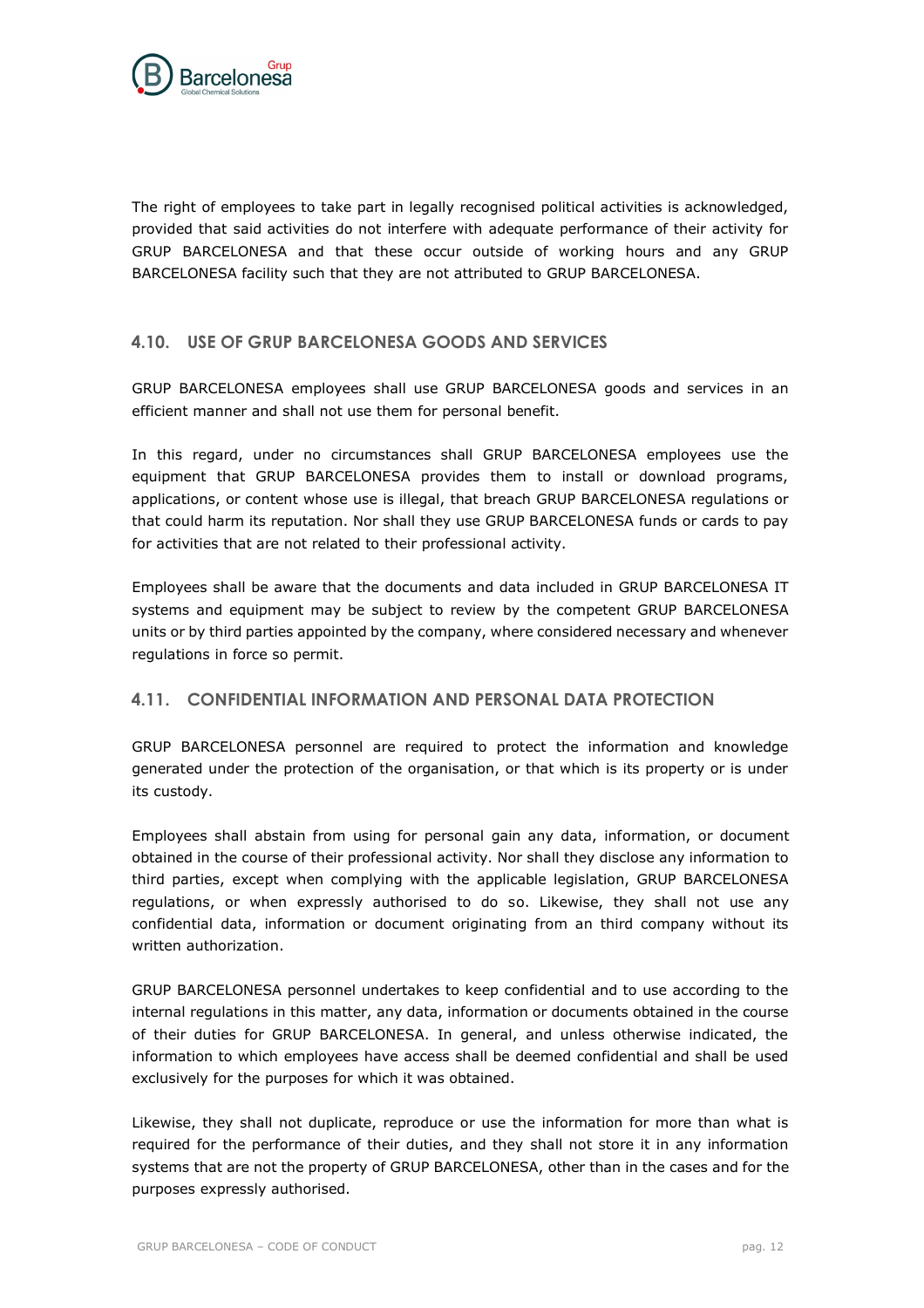The right of employees to take part in legally recognised political activities is acknowledged, provided that said activities do not interfere with adequate performance of their activity for GRUP BARCELONESA and that these occur outside of working hours and any GRUP BARCELONESA facility such that they are not attributed to GRUP BARCELONESA.

### 4.10. USE OF GRUP BARCELONESA GOODS AND SERVICES

GRUP BARCELONESA employees shall use GRUP BARCELONESA goods and services in an efficient manner and shall not use them for personal benefit.

In this regard, under no circumstances shall GRUP BARCELONESA employees use the equipment that GRUP BARCELONESA provides them to install or download programs, applications, or content whose use is illegal, that breach GRUP BARCELONESA regulations or that could harm its reputation. Nor shall they use GRUP BARCELONESA funds or cards to pay for activities that are not related to their professional activity.

Employees shall be aware that the documents and data included in GRUP BARCELONESA IT systems and equipment may be subject to review by the competent GRUP BARCELONESA units or by third parties appointed by the company, where considered necessary and whenever regulations in force so permit.

### 4.11. CONFIDENTIAL INFORMATION AND PERSONAL DATA PROTECTION

GRUP BARCELONESA personnel are required to protect the information and knowledge generated under the protection of the organisation, or that which is its property or is under its custody.

Employees shall abstain from using for personal gain any data, information, or document obtained in the course of their professional activity. Nor shall they disclose any information to third parties, except when complying with the applicable legislation, GRUP BARCELONESA regulations, or when expressly authorised to do so. Likewise, they shall not use any confidential data, information or document originating from an third company without its written authorization.

GRUP BARCELONESA personnel undertakes to keep confidential and to use according to the internal regulations in this matter, any data, information or documents obtained in the course of their duties for GRUP BARCELONESA. In general, and unless otherwise indicated, the information to which employees have access shall be deemed confidential and shall be used exclusively for the purposes for which it was obtained.

Likewise, they shall not duplicate, reproduce or use the information for more than what is required for the performance of their duties, and they shall not store it in any information systems that are not the property of GRUP BARCELONESA, other than in the cases and for the purposes expressly authorised.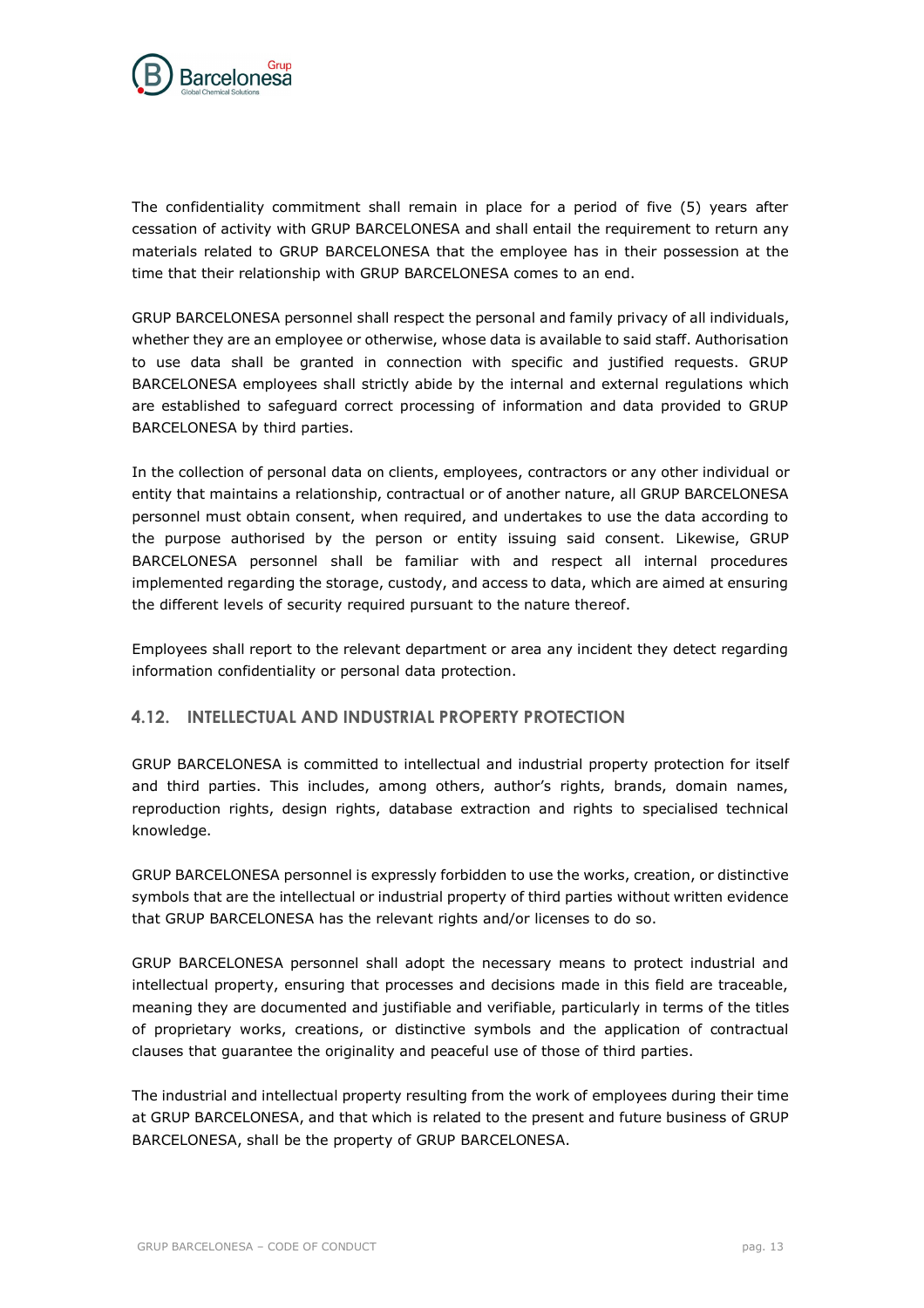The confidentiality commitment shall remain in place for a period of five (5) years after cessation of activity with GRUP BARCELONESA and shall entail the requirement to return any materials related to GRUP BARCELONESA that the employee has in their possession at the time that their relationship with GRUP BARCELONESA comes to an end.

GRUP BARCELONESA personnel shall respect the personal and family privacy of all individuals, whether they are an employee or otherwise, whose data is available to said staff. Authorisation to use data shall be granted in connection with specific and justified requests. GRUP BARCELONESA employees shall strictly abide by the internal and external regulations which are established to safeguard correct processing of information and data provided to GRUP BARCELONESA by third parties.

In the collection of personal data on clients, employees, contractors or any other individual or entity that maintains a relationship, contractual or of another nature, all GRUP BARCELONESA personnel must obtain consent, when required, and undertakes to use the data according to the purpose authorised by the person or entity issuing said consent. Likewise, GRUP BARCELONESA personnel shall be familiar with and respect all internal procedures implemented regarding the storage, custody, and access to data, which are aimed at ensuring the different levels of security required pursuant to the nature thereof.

Employees shall report to the relevant department or area any incident they detect regarding information confidentiality or personal data protection.

## 4.12. INTELLECTUAL AND INDUSTRIAL PROPERTY PROTECTION

GRUP BARCELONESA is committed to intellectual and industrial property protection for itself and third parties. This includes, among others, author's rights, brands, domain names, reproduction rights, design rights, database extraction and rights to specialised technical knowledge.

GRUP BARCELONESA personnel is expressly forbidden to use the works, creation, or distinctive symbols that are the intellectual or industrial property of third parties without written evidence that GRUP BARCELONESA has the relevant rights and/or licenses to do so.

GRUP BARCELONESA personnel shall adopt the necessary means to protect industrial and intellectual property, ensuring that processes and decisions made in this field are traceable, meaning they are documented and justifiable and verifiable, particularly in terms of the titles of proprietary works, creations, or distinctive symbols and the application of contractual clauses that guarantee the originality and peaceful use of those of third parties.

The industrial and intellectual property resulting from the work of employees during their time at GRUP BARCELONESA, and that which is related to the present and future business of GRUP BARCELONESA, shall be the property of GRUP BARCELONESA.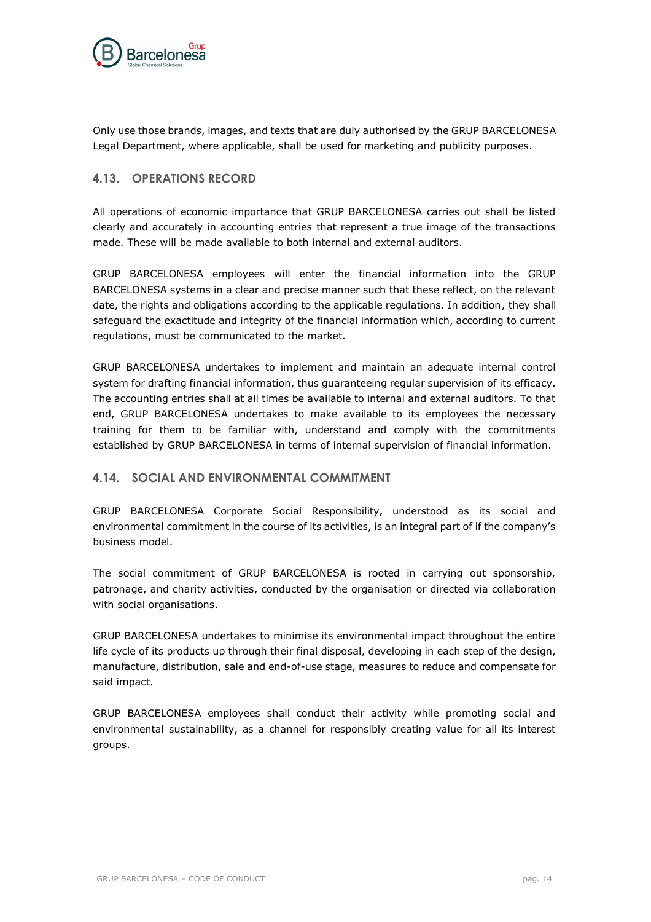Only use those brands, images, and texts that are duly authorised by the GRUP BARCELONESA Legal Department, where applicable, shall be used for marketing and publicity purposes.

### 4.13. OPERATIONS RECORD

All operations of economic importance that GRUP BARCELONESA carries out shall be listed clearly and accurately in accounting entries that represent a true image of the transactions made. These will be made available to both internal and external auditors.

GRUP BARCELONESA employees will enter the financial information into the GRUP BARCELONESA systems in a clear and precise manner such that these reflect, on the relevant date, the rights and obligations according to the applicable regulations. In addition, they shall safeguard the exactitude and integrity of the financial information which, according to current regulations, must be communicated to the market.

GRUP BARCELONESA undertakes to implement and maintain an adequate internal control system for drafting financial information, thus guaranteeing regular supervision of its efficacy. The accounting entries shall at all times be available to internal and external auditors. To that end, GRUP BARCELONESA undertakes to make available to its employees the necessary training for them to be familiar with, understand and comply with the commitments established by GRUP BARCELONESA in terms of internal supervision of financial information.

### 4.14. SOCIAL AND ENVIRONMENTAL COMMITMENT

GRUP BARCELONESA Corporate Social Responsibility, understood as its social and environmental commitment in the course of its activities, is an integral part of if the company's business model.

The social commitment of GRUP BARCELONESA is rooted in carrying out sponsorship, patronage, and charity activities, conducted by the organisation or directed via collaboration with social organisations.

GRUP BARCELONESA undertakes to minimise its environmental impact throughout the entire life cycle of its products up through their final disposal, developing in each step of the design, manufacture, distribution, sale and end-of-use stage, measures to reduce and compensate for said impact.

GRUP BARCELONESA employees shall conduct their activity while promoting social and environmental sustainability, as a channel for responsibly creating value for all its interest groups.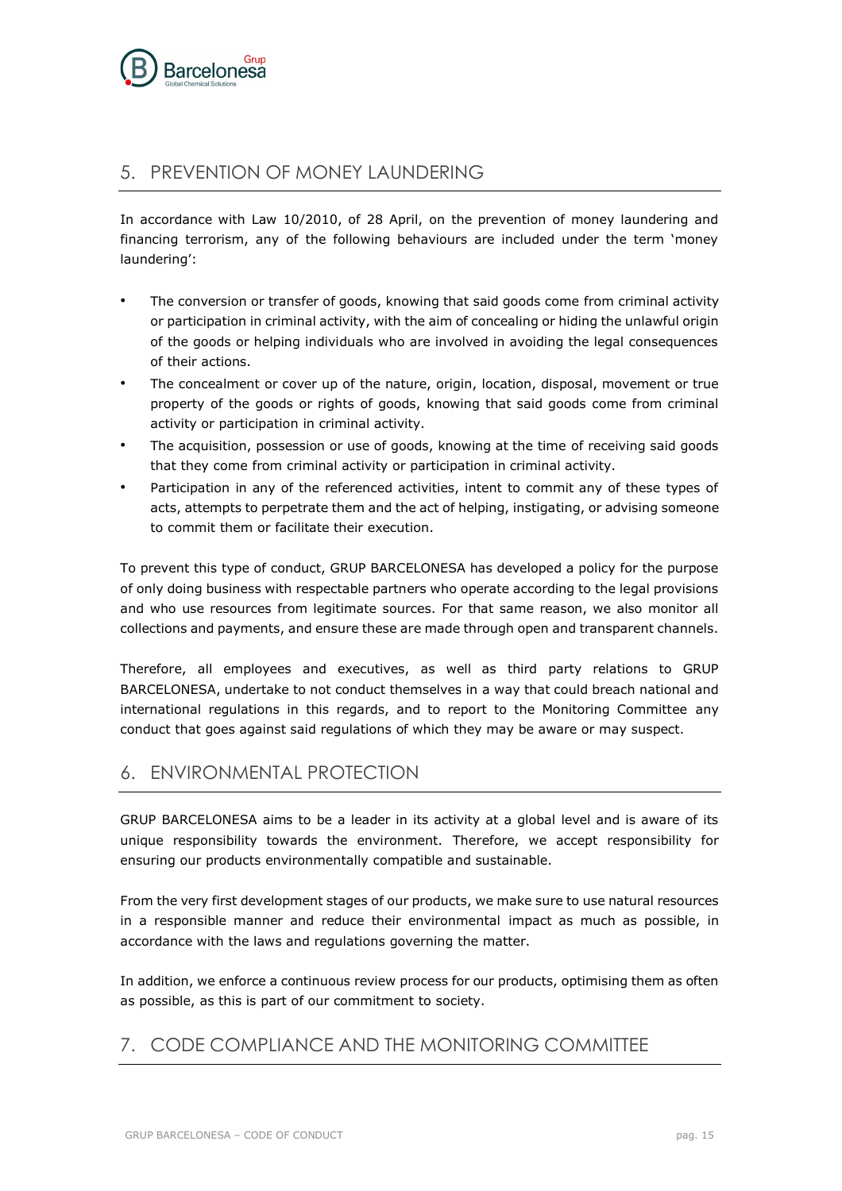## 5. PREVENTION OF MONEY LAUNDERING

In accordance with Law 10/2010, of 28 April, on the prevention of money laundering and financing terrorism, any of the following behaviours are included under the term 'money laundering':

- The conversion or transfer of goods, knowing that said goods come from criminal activity or participation in criminal activity, with the aim of concealing or hiding the unlawful origin of the goods or helping individuals who are involved in avoiding the legal consequences of their actions.
- The concealment or cover up of the nature, origin, location, disposal, movement or true property of the goods or rights of goods, knowing that said goods come from criminal activity or participation in criminal activity.
- The acquisition, possession or use of goods, knowing at the time of receiving said goods that they come from criminal activity or participation in criminal activity.
- Participation in any of the referenced activities, intent to commit any of these types of acts, attempts to perpetrate them and the act of helping, instigating, or advising someone to commit them or facilitate their execution.

To prevent this type of conduct, GRUP BARCELONESA has developed a policy for the purpose of only doing business with respectable partners who operate according to the legal provisions and who use resources from legitimate sources. For that same reason, we also monitor all collections and payments, and ensure these are made through open and transparent channels.

Therefore, all employees and executives, as well as third party relations to GRUP BARCELONESA, undertake to not conduct themselves in a way that could breach national and international regulations in this regards, and to report to the Monitoring Committee any conduct that goes against said regulations of which they may be aware or may suspect.

## 6. ENVIRONMENTAL PROTECTION

GRUP BARCELONESA aims to be a leader in its activity at a global level and is aware of its unique responsibility towards the environment. Therefore, we accept responsibility for ensuring our products environmentally compatible and sustainable.

From the very first development stages of our products, we make sure to use natural resources in a responsible manner and reduce their environmental impact as much as possible, in accordance with the laws and regulations governing the matter.

In addition, we enforce a continuous review process for our products, optimising them as often as possible, as this is part of our commitment to society.

## 7. CODE COMPLIANCE AND THE MONITORING COMMITTEE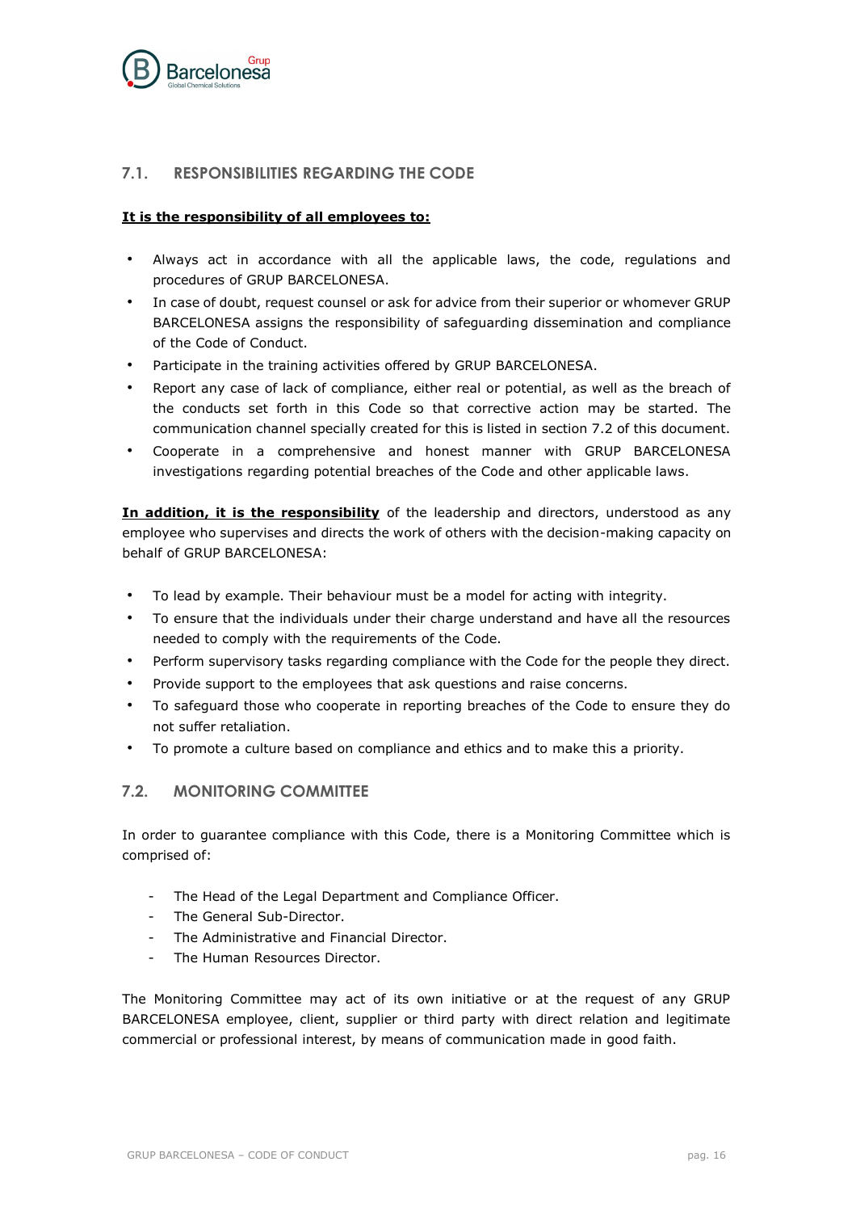## 7.1. RESPONSIBILITIES REGARDING THE CODE

**It is the responsibility of all employees to:**

- Always act in accordance with all the applicable laws, the code, regulations and procedures of GRUP BARCELONESA.
- In case of doubt, request counsel or ask for advice from their superior or whomever GRUP BARCELONESA assigns the responsibility of safeguarding dissemination and compliance of the Code of Conduct.
- Participate in the training activities offered by GRUP BARCELONESA.
- Report any case of lack of compliance, either real or potential, as well as the breach of the conducts set forth in this Code so that corrective action may be started. The communication channel specially created for this is listed in section 7.2 of this document.
- Cooperate in a comprehensive and honest manner with GRUP BARCELONESA investigations regarding potential breaches of the Code and other applicable laws.

**In addition, it is the responsibility** of the leadership and directors, understood as any employee who supervises and directs the work of others with the decision-making capacity on behalf of GRUP BARCELONESA:

- To lead by example. Their behaviour must be a model for acting with integrity.
- To ensure that the individuals under their charge understand and have all the resources needed to comply with the requirements of the Code.
- Perform supervisory tasks regarding compliance with the Code for the people they direct.
- Provide support to the employees that ask questions and raise concerns.
- To safeguard those who cooperate in reporting breaches of the Code to ensure they do not suffer retaliation.
- To promote a culture based on compliance and ethics and to make this a priority.

## 7.2. MONITORING COMMITTEE

In order to guarantee compliance with this Code, there is a Monitoring Committee which is comprised of:

- The Head of the Legal Department and Compliance Officer.
- The General Sub-Director.
- The Administrative and Financial Director.
- The Human Resources Director.

The Monitoring Committee may act of its own initiative or at the request of any GRUP BARCELONESA employee, client, supplier or third party with direct relation and legitimate commercial or professional interest, by means of communication made in good faith.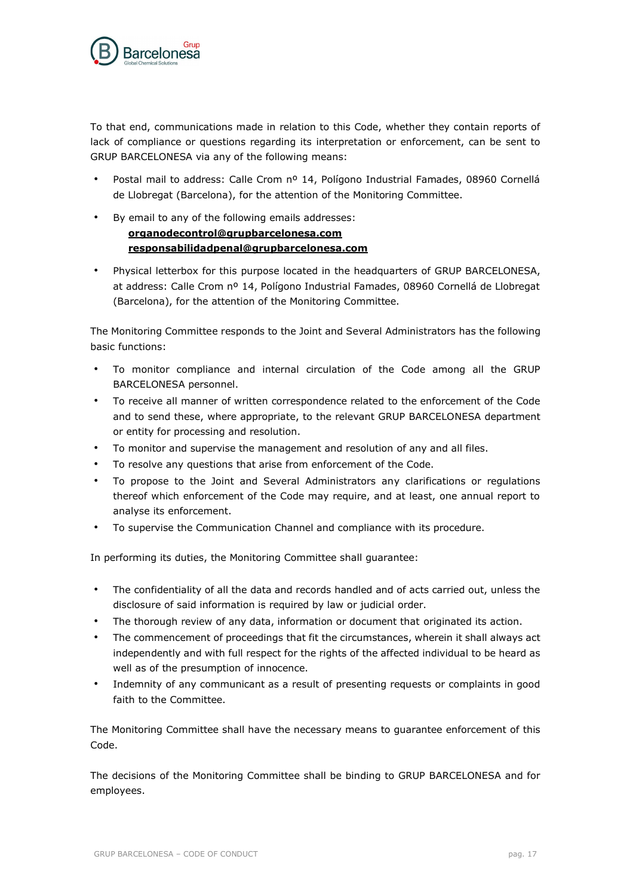To that end, communications made in relation to this Code, whether they contain reports of lack of compliance or questions regarding its interpretation or enforcement, can be sent to GRUP BARCELONESA via any of the following means:

- Postal mail to address: Calle Crom nº 14, Polígono Industrial Famades, 08960 Cornellá de Llobregat (Barcelona), for the attention of the Monitoring Committee.
- By email to any of the following emails addresses:
  **organodecontrol@grupbarcelonesa.com**
  **responsabilidadpenal@grupbarcelonesa.com**
- Physical letterbox for this purpose located in the headquarters of GRUP BARCELONESA, at address: Calle Crom nº 14, Polígono Industrial Famades, 08960 Cornellá de Llobregat (Barcelona), for the attention of the Monitoring Committee.

The Monitoring Committee responds to the Joint and Several Administrators has the following basic functions:

- To monitor compliance and internal circulation of the Code among all the GRUP BARCELONESA personnel.
- To receive all manner of written correspondence related to the enforcement of the Code and to send these, where appropriate, to the relevant GRUP BARCELONESA department or entity for processing and resolution.
- To monitor and supervise the management and resolution of any and all files.
- To resolve any questions that arise from enforcement of the Code.
- To propose to the Joint and Several Administrators any clarifications or regulations thereof which enforcement of the Code may require, and at least, one annual report to analyse its enforcement.
- To supervise the Communication Channel and compliance with its procedure.

In performing its duties, the Monitoring Committee shall guarantee:

- The confidentiality of all the data and records handled and of acts carried out, unless the disclosure of said information is required by law or judicial order.
- The thorough review of any data, information or document that originated its action.
- The commencement of proceedings that fit the circumstances, wherein it shall always act independently and with full respect for the rights of the affected individual to be heard as well as of the presumption of innocence.
- Indemnity of any communicant as a result of presenting requests or complaints in good faith to the Committee.

The Monitoring Committee shall have the necessary means to guarantee enforcement of this Code.

The decisions of the Monitoring Committee shall be binding to GRUP BARCELONESA and for employees.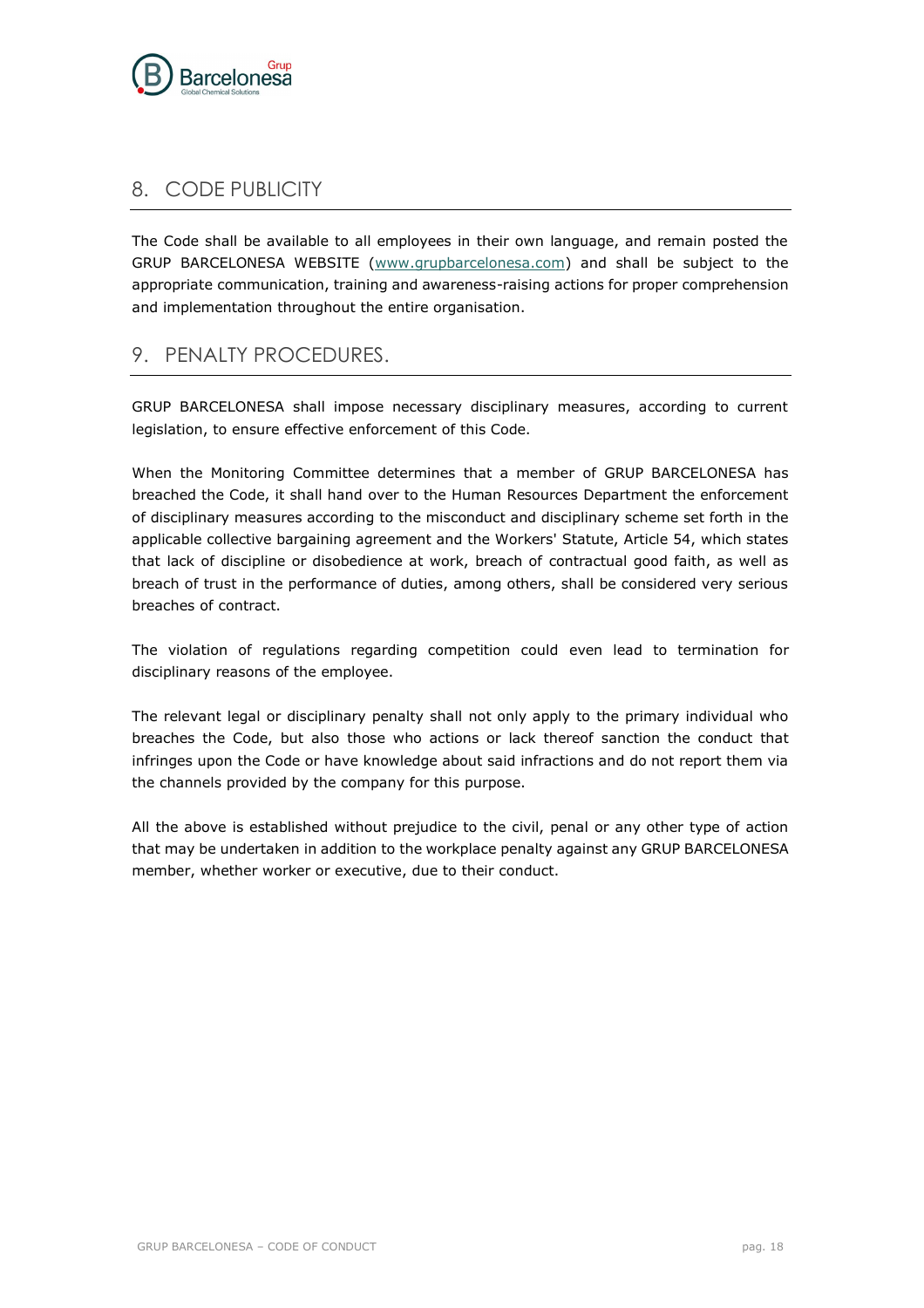## 8. CODE PUBLICITY

The Code shall be available to all employees in their own language, and remain posted the GRUP BARCELONESA WEBSITE ([www.grupbarcelonesa.com](http://www.grupbarcelonesa.com)) and shall be subject to the appropriate communication, training and awareness-raising actions for proper comprehension and implementation throughout the entire organisation.

## 9. PENALTY PROCEDURES.

GRUP BARCELONESA shall impose necessary disciplinary measures, according to current legislation, to ensure effective enforcement of this Code.

When the Monitoring Committee determines that a member of GRUP BARCELONESA has breached the Code, it shall hand over to the Human Resources Department the enforcement of disciplinary measures according to the misconduct and disciplinary scheme set forth in the applicable collective bargaining agreement and the Workers' Statute, Article 54, which states that lack of discipline or disobedience at work, breach of contractual good faith, as well as breach of trust in the performance of duties, among others, shall be considered very serious breaches of contract.

The violation of regulations regarding competition could even lead to termination for disciplinary reasons of the employee.

The relevant legal or disciplinary penalty shall not only apply to the primary individual who breaches the Code, but also those who actions or lack thereof sanction the conduct that infringes upon the Code or have knowledge about said infractions and do not report them via the channels provided by the company for this purpose.

All the above is established without prejudice to the civil, penal or any other type of action that may be undertaken in addition to the workplace penalty against any GRUP BARCELONESA member, whether worker or executive, due to their conduct.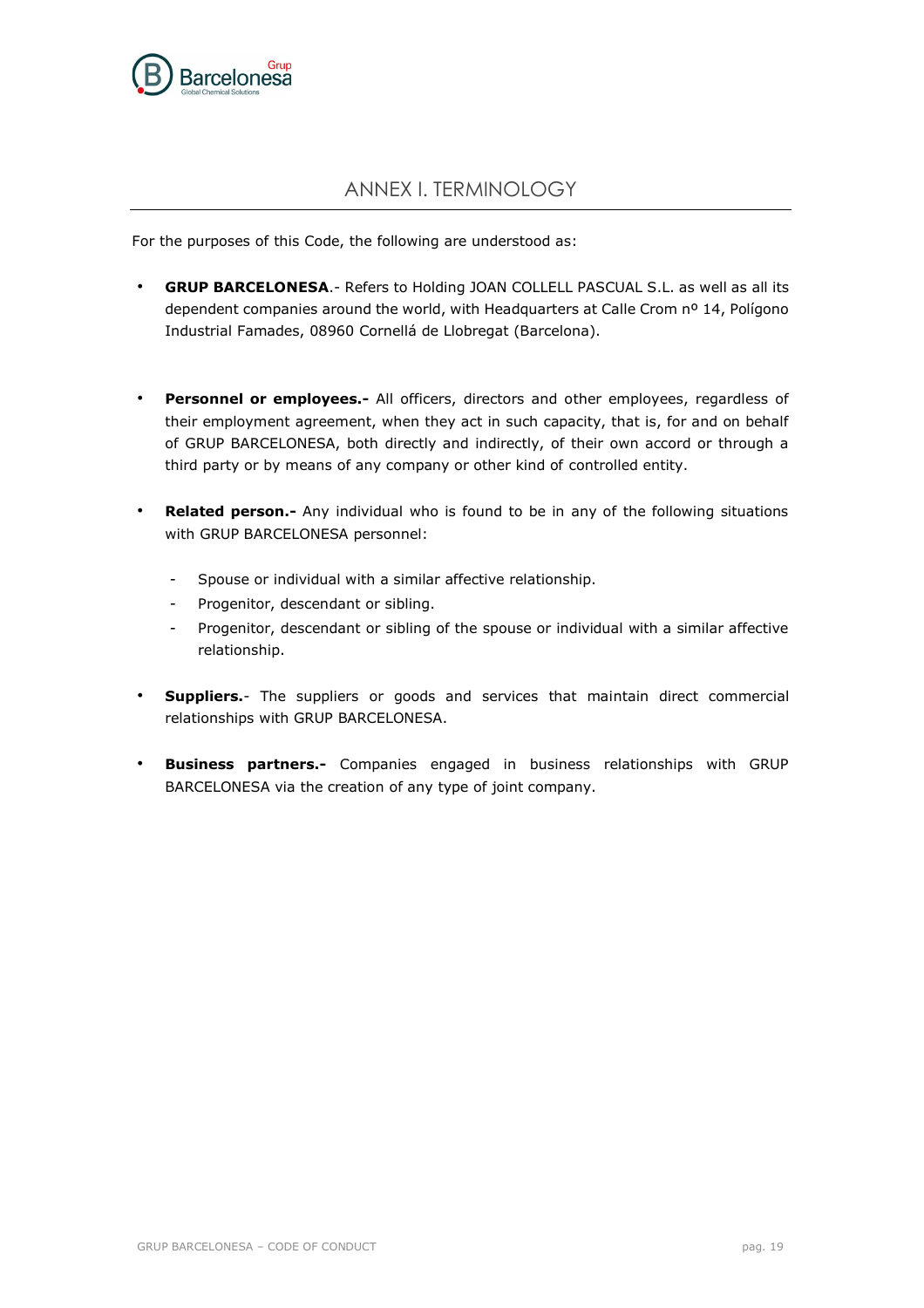# ANNEX I. TERMINOLOGY

For the purposes of this Code, the following are understood as:

- **GRUP BARCELONESA**.- Refers to Holding JOAN COLLELL PASCUAL S.L. as well as all its dependent companies around the world, with Headquarters at Calle Crom nº 14, Polígono Industrial Famades, 08960 Cornellá de Llobregat (Barcelona).

- **Personnel or employees.-** All officers, directors and other employees, regardless of their employment agreement, when they act in such capacity, that is, for and on behalf of GRUP BARCELONESA, both directly and indirectly, of their own accord or through a third party or by means of any company or other kind of controlled entity.

- **Related person.-** Any individual who is found to be in any of the following situations with GRUP BARCELONESA personnel:
  - Spouse or individual with a similar affective relationship.
  - Progenitor, descendant or sibling.
  - Progenitor, descendant or sibling of the spouse or individual with a similar affective relationship.

- **Suppliers.**- The suppliers or goods and services that maintain direct commercial relationships with GRUP BARCELONESA.

- **Business partners.-** Companies engaged in business relationships with GRUP BARCELONESA via the creation of any type of joint company.